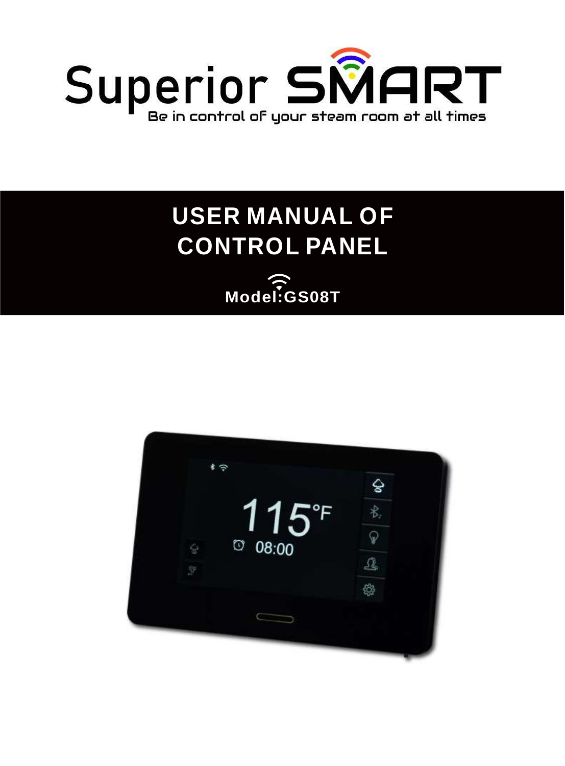# Superior SMART

Be in control of your steam room at all times

## USER MANUAL OF CONTROL PANEL

**Model:GS08T**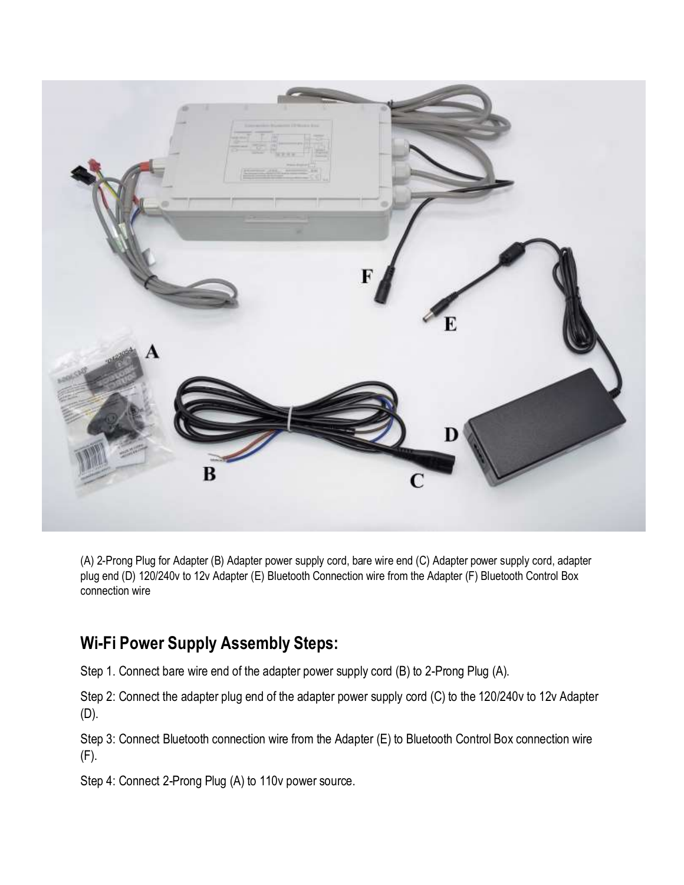(A) 2-Prong Plug for Adapter (B) Adapter power supply cord, bare wire end (C) Adapter power supply cord, adapter plug end (D) 120/240v to 12v Adapter (E) Bluetooth Connection wire from the Adapter (F) Bluetooth Control Box connection wire

## Wi-Fi Power Supply Assembly Steps:

Step 1. Connect bare wire end of the adapter power supply cord (B) to 2-Prong Plug (A).

Step 2: Connect the adapter plug end of the adapter power supply cord (C) to the 120/240v to 12v Adapter (D).

Step 3: Connect Bluetooth connection wire from the Adapter (E) to Bluetooth Control Box connection wire (F).

Step 4: Connect 2-Prong Plug (A) to 110v power source.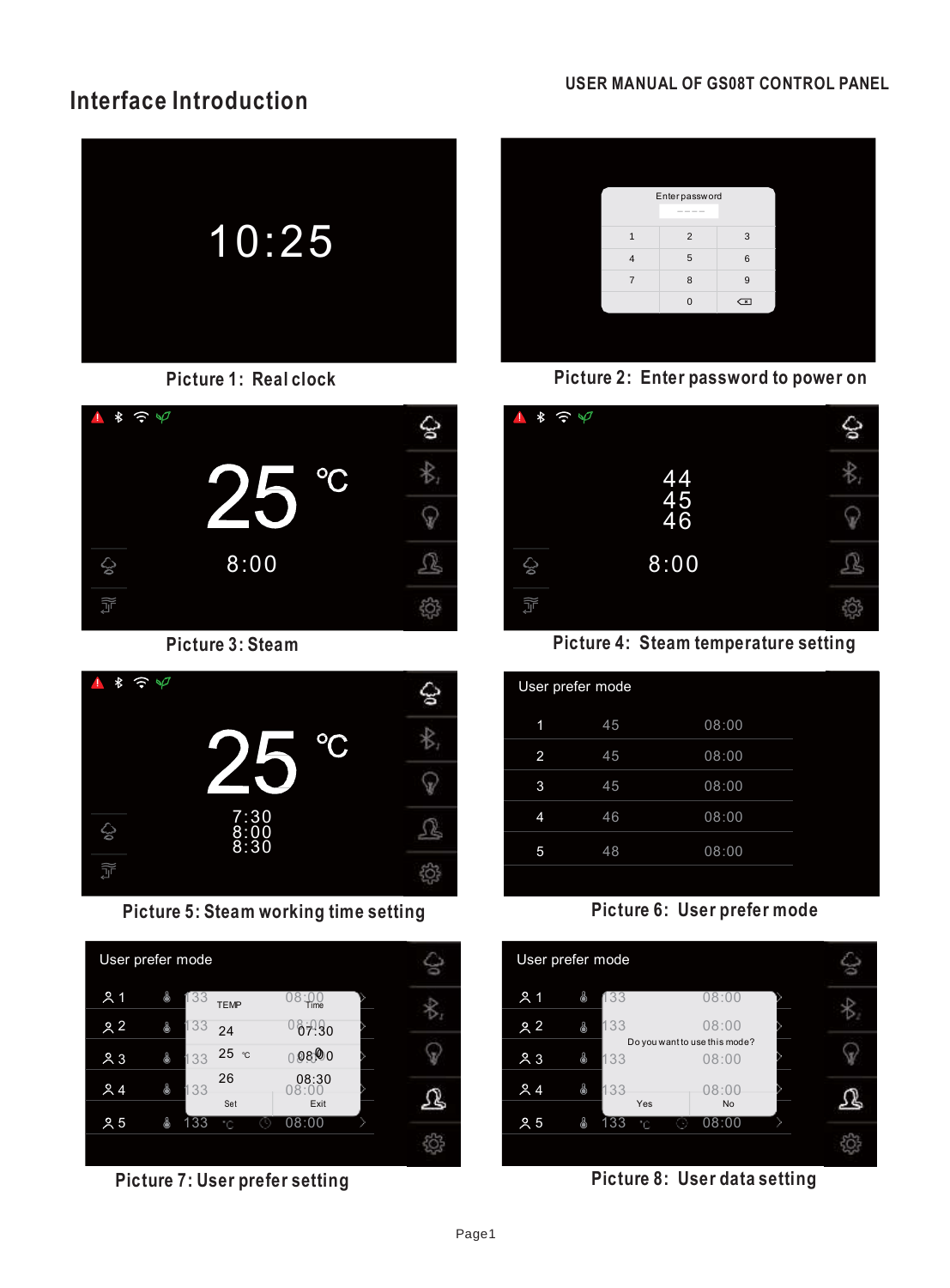# Interface Introduction

Picture 1: Real clock

Picture 2: Enter password to power on

Picture 3: Steam

Picture 4: Steam temperature setting

Picture 5: Steam working time setting

Picture 6: User prefer mode

Picture 7: User prefer setting

Picture 8: User data setting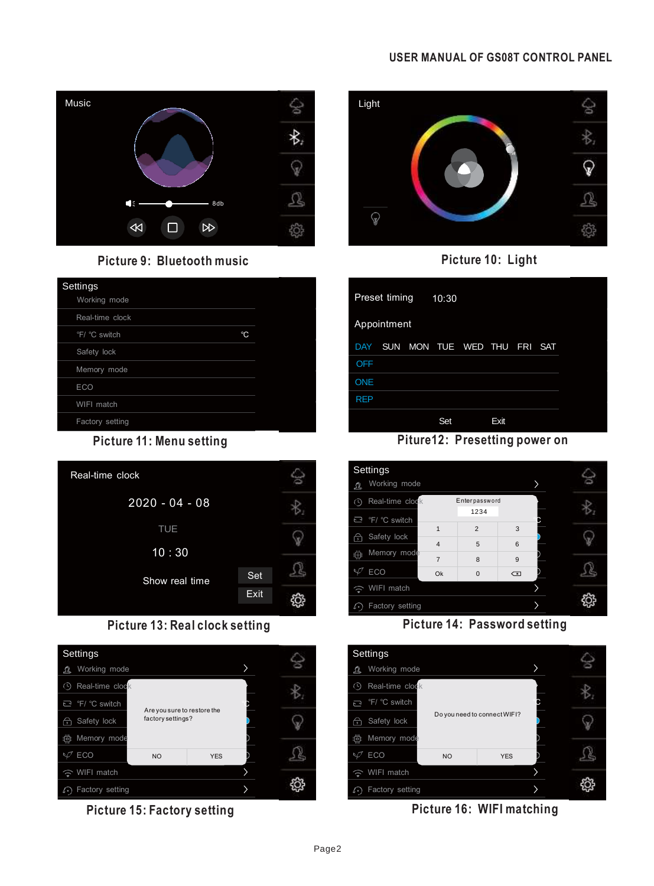Music

8db

Picture 9: Bluetooth music

Light

Picture 10: Light

Settings

- Working mode
- Real-time clock
- °F/ °C switch ℃
- Safety lock
- Memory mode
- ECO
- WIFI match
- Factory setting

Picture 11: Menu setting

Preset timing 10:30

Appointment

| DAY | SUN | MON | TUE | WED | THU | FRI | SAT |
|---|---|---|---|---|---|---|---|
| OFF | | | | | | | |
| ONE | | | | | | | |
| REP | | | | | | | |

Set Exit

Piture12: Presetting power on

Real-time clock

2020 - 04 - 08

TUE

10 : 30

Show real time

Set

Exit

Picture 13: Real clock setting

Settings

- Working mode
- Real-time clock
- °F/ °C switch
- Safety lock
- Memory mode
- ECO
- WIFI match
- Factory setting

Enter password

1234

| 1 | 2 | 3 |
|---|---|---|
| 4 | 5 | 6 |
| 7 | 8 | 9 |
| Ok | 0 | ⌫ |

Picture 14: Password setting

Settings

- Working mode
- Real-time clock
- °F/ °C switch
- Safety lock
- Memory mode
- ECO
- WIFI match
- Factory setting

Are you sure to restore the factory settings?

NO YES

Picture 15: Factory setting

Settings

- Working mode
- Real-time clock
- °F/ °C switch
- Safety lock
- Memory mode
- ECO
- WIFI match
- Factory setting

Do you need to connect WIFI?

NO YES

Picture 16: WIFI matching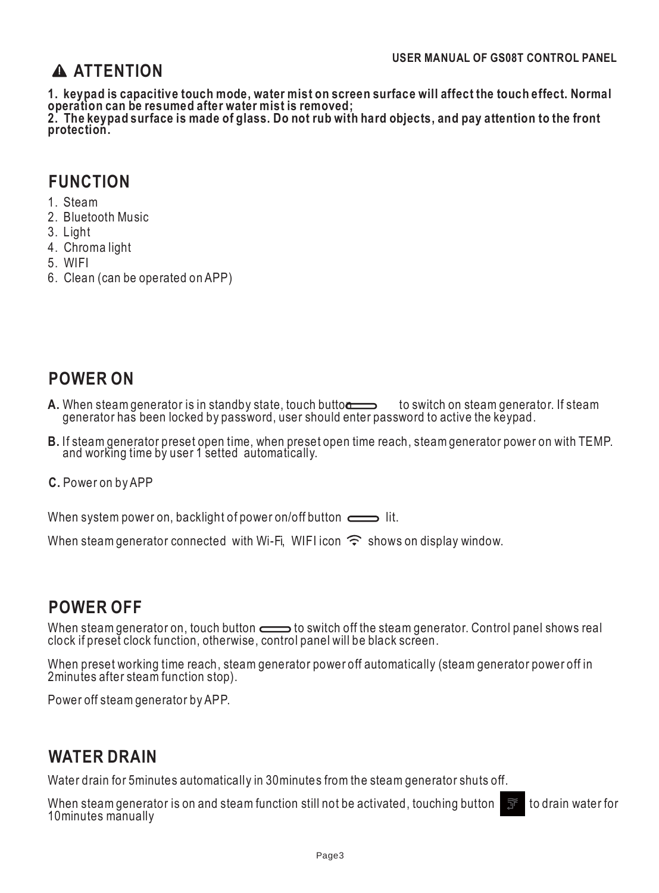## ⚠ ATTENTION

**1. keypad is capacitive touch mode, water mist on screen surface will affect the touch effect. Normal operation can be resumed after water mist is removed;**
**2. The keypad surface is made of glass. Do not rub with hard objects, and pay attention to the front protection.**

## FUNCTION

1. Steam
2. Bluetooth Music
3. Light
4. Chroma light
5. WIFI
6. Clean (can be operated on APP)

## POWER ON

**A.** When steam generator is in standby state, touch button to switch on steam generator. If steam generator has been locked by password, user should enter password to active the keypad.

**B.** If steam generator preset open time, when preset open time reach, steam generator power on with TEMP. and working time by user 1 setted automatically.

**C.** Power on by APP

When system power on, backlight of power on/off button lit.

When steam generator connected with Wi-Fi, WIFI icon shows on display window.

## POWER OFF

When steam generator on, touch button to switch off the steam generator. Control panel shows real clock if preset clock function, otherwise, control panel will be black screen.

When preset working time reach, steam generator power off automatically (steam generator power off in 2minutes after steam function stop).

Power off steam generator by APP.

## WATER DRAIN

Water drain for 5minutes automatically in 30minutes from the steam generator shuts off.

When steam generator is on and steam function still not be activated, touching button to drain water for 10minutes manually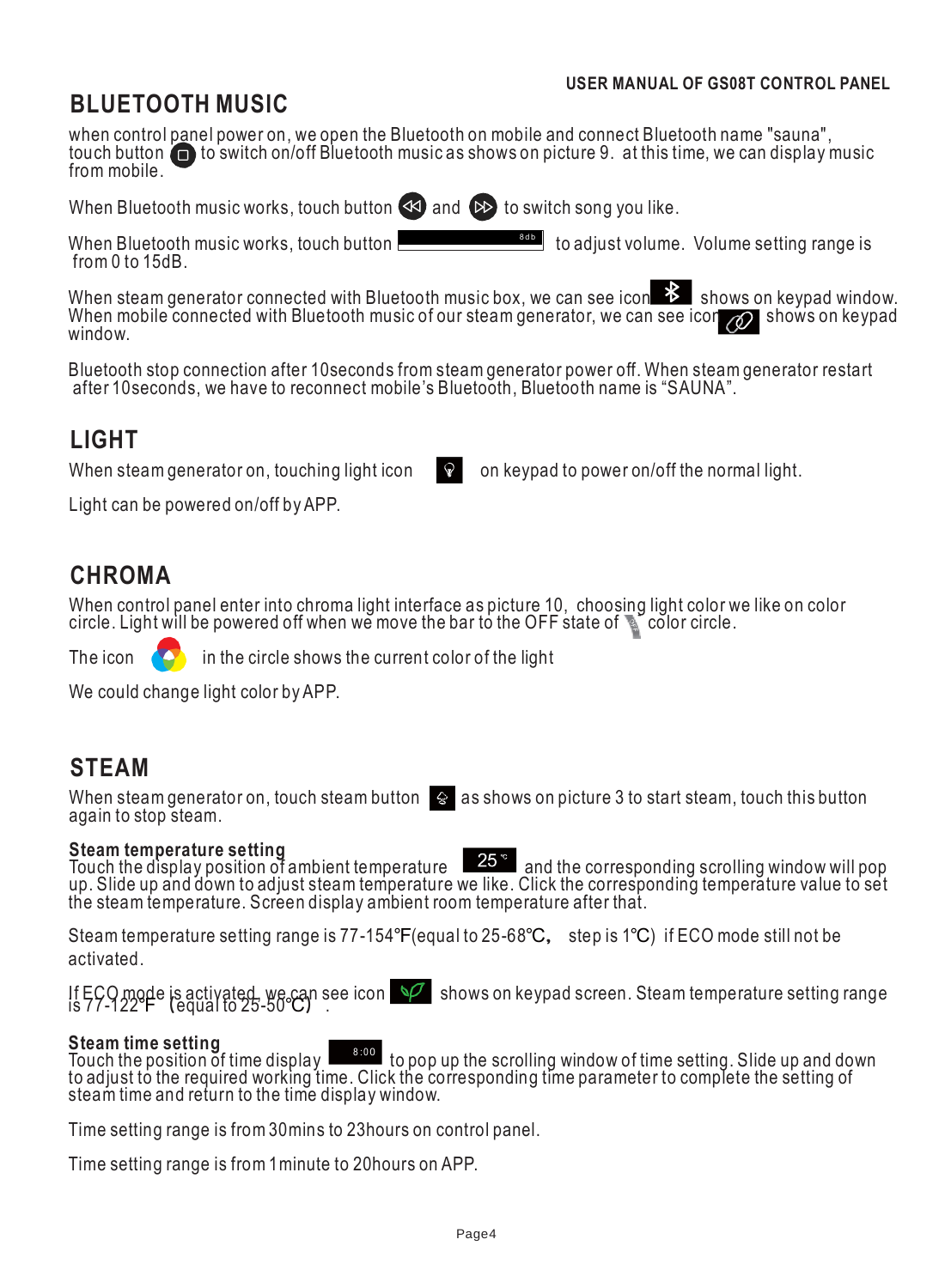# BLUETOOTH MUSIC

when control panel power on, we open the Bluetooth on mobile and connect Bluetooth name "sauna", touch button to switch on/off Bluetooth music as shows on picture 9. at this time, we can display music from mobile.

When Bluetooth music works, touch button and to switch song you like.

When Bluetooth music works, touch button 8db to adjust volume. Volume setting range is from 0 to 15dB.

When steam generator connected with Bluetooth music box, we can see icon shows on keypad window. When mobile connected with Bluetooth music of our steam generator, we can see icon shows on keypad window.

Bluetooth stop connection after 10seconds from steam generator power off. When steam generator restart after 10seconds, we have to reconnect mobile's Bluetooth, Bluetooth name is "SAUNA".

# LIGHT

When steam generator on, touching light icon on keypad to power on/off the normal light.

Light can be powered on/off by APP.

# CHROMA

When control panel enter into chroma light interface as picture 10, choosing light color we like on color circle. Light will be powered off when we move the bar to the OFF state of color circle.

The icon in the circle shows the current color of the light

We could change light color by APP.

# STEAM

When steam generator on, touch steam button as shows on picture 3 to start steam, touch this button again to stop steam.

**Steam temperature setting**
Touch the display position of ambient temperature 25℃ and the corresponding scrolling window will pop up. Slide up and down to adjust steam temperature we like. Click the corresponding temperature value to set the steam temperature. Screen display ambient room temperature after that.

Steam temperature setting range is 77-154℉(equal to 25-68℃, step is 1℃) if ECO mode still not be activated.

If ECO mode is activated, we can see icon shows on keypad screen. Steam temperature setting range is 77-122℉ (equal to 25-50℃) .

**Steam time setting**
Touch the position of time display 8:00 to pop up the scrolling window of time setting. Slide up and down to adjust to the required working time. Click the corresponding time parameter to complete the setting of steam time and return to the time display window.

Time setting range is from 30mins to 23hours on control panel.

Time setting range is from 1minute to 20hours on APP.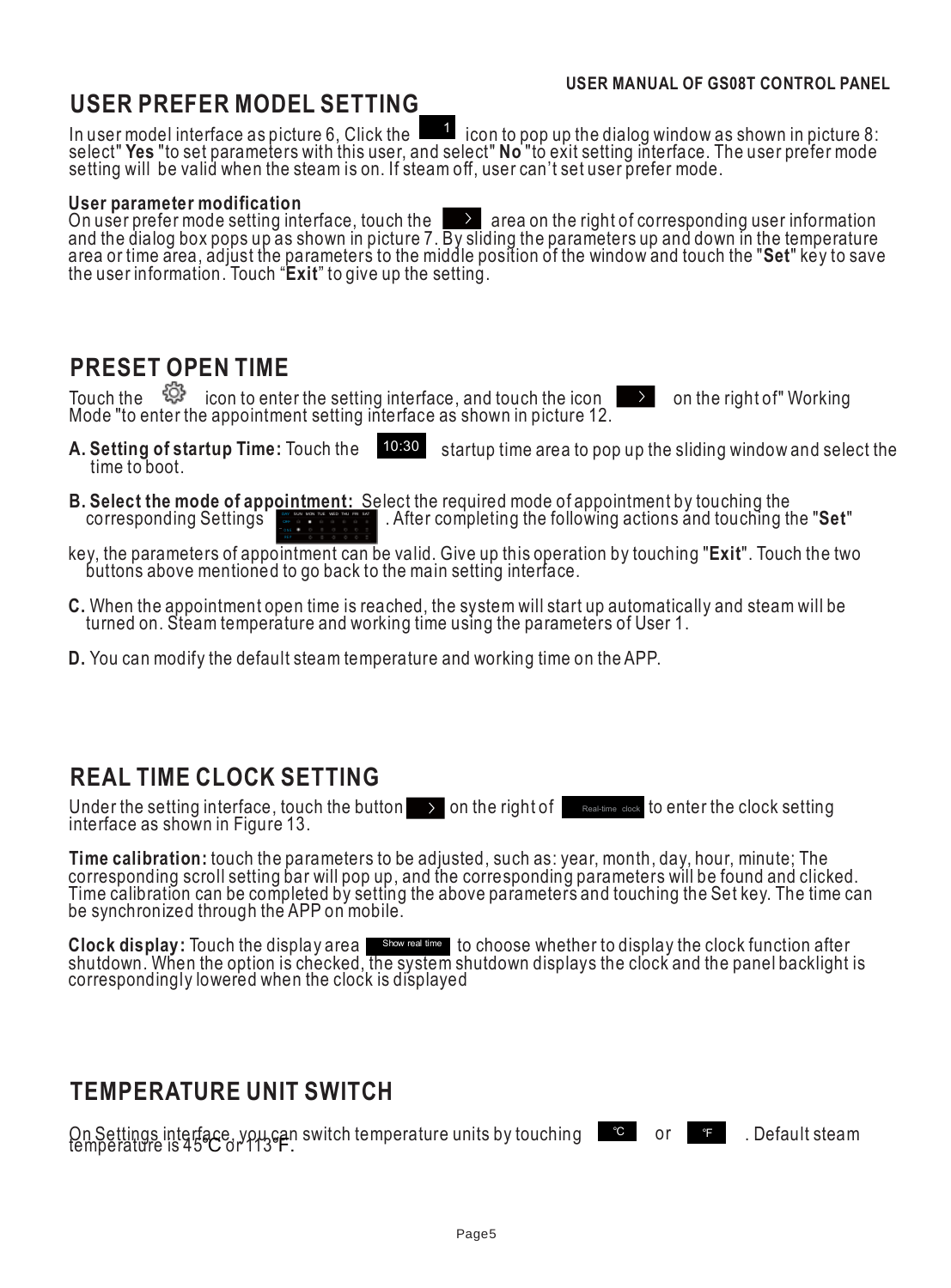## USER PREFER MODEL SETTING

In user model interface as picture 6, Click the 1 icon to pop up the dialog window as shown in picture 8: select" **Yes** "to set parameters with this user, and select" **No** "to exit setting interface. The user prefer mode setting will be valid when the steam is on. If steam off, user can't set user prefer mode.

**User parameter modification**
On user prefer mode setting interface, touch the > area on the right of corresponding user information and the dialog box pops up as shown in picture 7. By sliding the parameters up and down in the temperature area or time area, adjust the parameters to the middle position of the window and touch the "**Set**" key to save the user information. Touch "**Exit**" to give up the setting.

## PRESET OPEN TIME

Touch the icon to enter the setting interface, and touch the icon > on the right of" Working Mode "to enter the appointment setting interface as shown in picture 12.

**A. Setting of startup Time:** Touch the 10:30 startup time area to pop up the sliding window and select the time to boot.

**B. Select the mode of appointment:** Select the required mode of appointment by touching the corresponding Settings . After completing the following actions and touching the "**Set**" key, the parameters of appointment can be valid. Give up this operation by touching "**Exit**". Touch the two buttons above mentioned to go back to the main setting interface.

**C.** When the appointment open time is reached, the system will start up automatically and steam will be turned on. Steam temperature and working time using the parameters of User 1.

**D.** You can modify the default steam temperature and working time on the APP.

## REAL TIME CLOCK SETTING

Under the setting interface, touch the button > on the right of Real-time clock to enter the clock setting interface as shown in Figure 13.

**Time calibration:** touch the parameters to be adjusted, such as: year, month, day, hour, minute; The corresponding scroll setting bar will pop up, and the corresponding parameters will be found and clicked. Time calibration can be completed by setting the above parameters and touching the Set key. The time can be synchronized through the APP on mobile.

**Clock display:** Touch the display area Show real time to choose whether to display the clock function after shutdown. When the option is checked, the system shutdown displays the clock and the panel backlight is correspondingly lowered when the clock is displayed

## TEMPERATURE UNIT SWITCH

On Settings interface, you can switch temperature units by touching ℃ or ℉ . Default steam temperature is 45℃ or 113℉.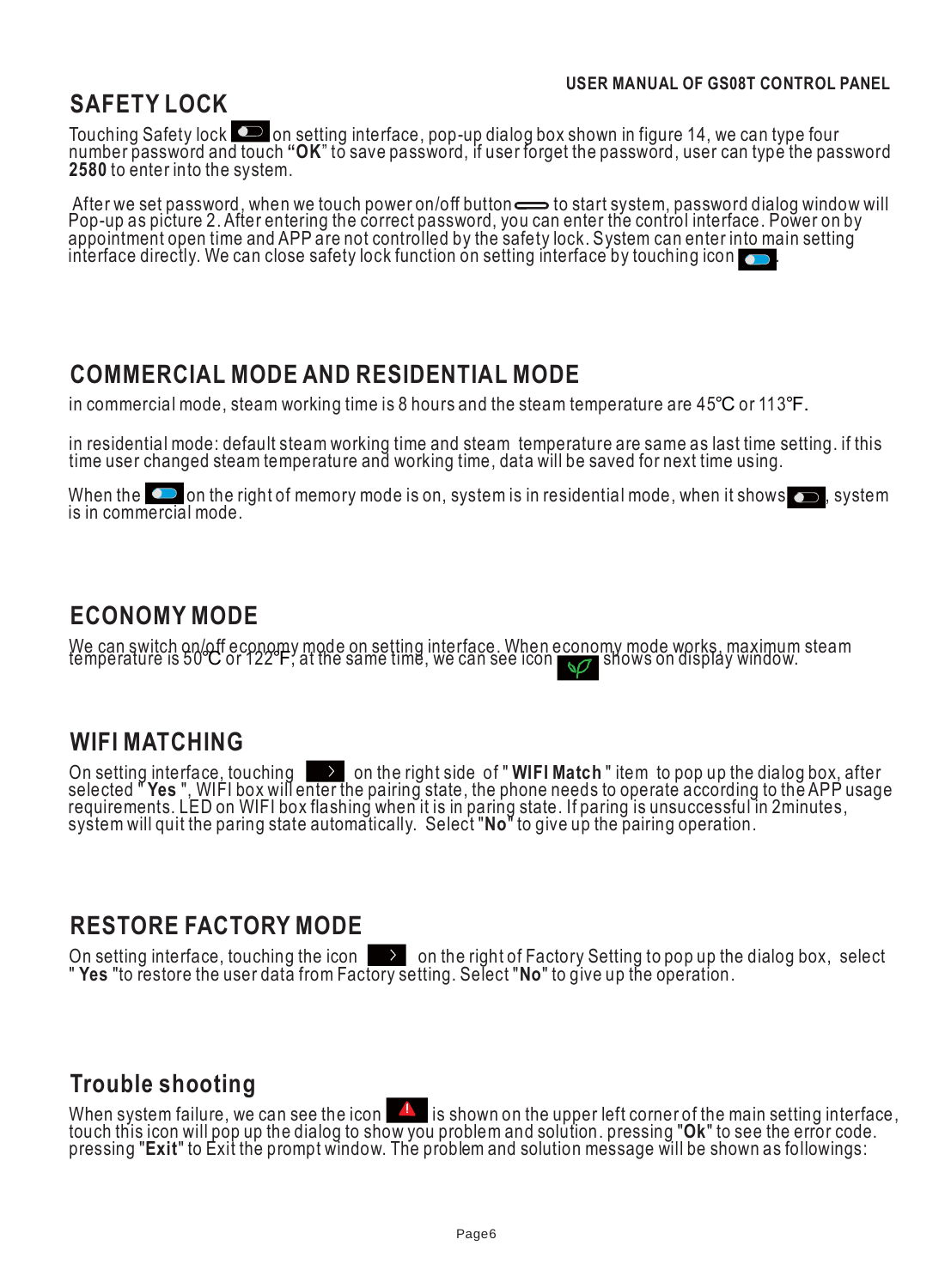## SAFETY LOCK

Touching Safety lock on setting interface, pop-up dialog box shown in figure 14, we can type four number password and touch **"OK**" to save password, if user forget the password, user can type the password **2580** to enter into the system.

After we set password, when we touch power on/off button to start system, password dialog window will Pop-up as picture 2. After entering the correct password, you can enter the control interface. Power on by appointment open time and APP are not controlled by the safety lock. System can enter into main setting interface directly. We can close safety lock function on setting interface by touching icon .

## COMMERCIAL MODE AND RESIDENTIAL MODE

in commercial mode, steam working time is 8 hours and the steam temperature are 45℃ or 113℉.

in residential mode: default steam working time and steam temperature are same as last time setting. if this time user changed steam temperature and working time, data will be saved for next time using.

When the on the right of memory mode is on, system is in residential mode, when it shows , system is in commercial mode.

## ECONOMY MODE

We can switch on/off economy mode on setting interface. When economy mode works, maximum steam temperature is 50℃ or 122℉, at the same time, we can see icon shows on display window.

## WIFI MATCHING

On setting interface, touching on the right side of "**WIFI Match**" item to pop up the dialog box, after selected "**Yes**", WIFI box will enter the pairing state, the phone needs to operate according to the APP usage requirements. LED on WIFI box flashing when it is in paring state. If paring is unsuccessful in 2minutes, system will quit the paring state automatically. Select "**No**" to give up the pairing operation.

## RESTORE FACTORY MODE

On setting interface, touching the icon on the right of Factory Setting to pop up the dialog box, select "**Yes**" to restore the user data from Factory setting. Select "**No**" to give up the operation.

## Trouble shooting

When system failure, we can see the icon is shown on the upper left corner of the main setting interface, touch this icon will pop up the dialog to show you problem and solution. pressing "**Ok**" to see the error code. pressing "**Exit**" to Exit the prompt window. The problem and solution message will be shown as followings: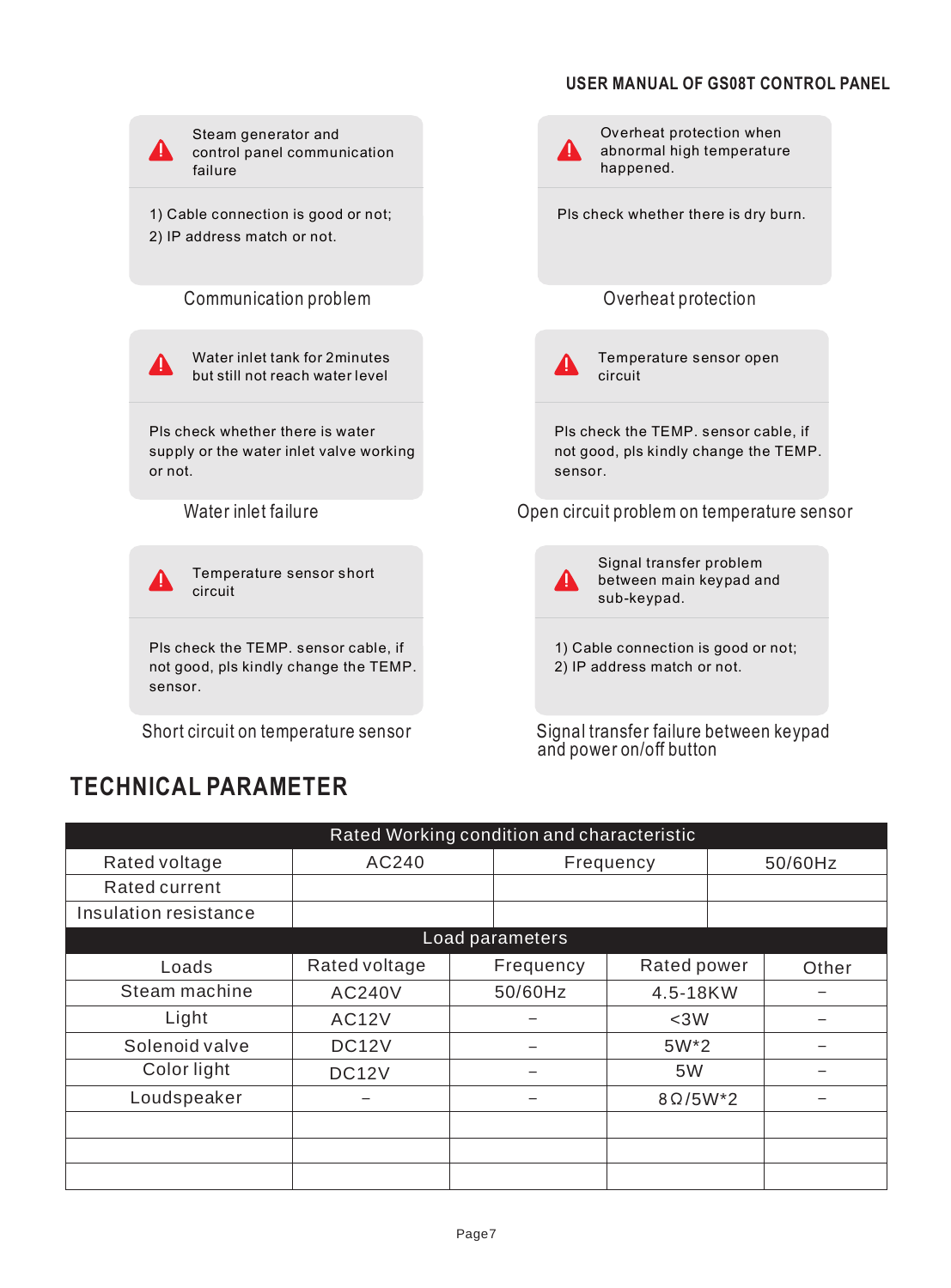**Steam generator and control panel communication failure**

1) Cable connection is good or not;
2) IP address match or not.

Communication problem

**Overheat protection when abnormal high temperature happened.**

Pls check whether there is dry burn.

Overheat protection

**Water inlet tank for 2minutes but still not reach water level**

Pls check whether there is water supply or the water inlet valve working or not.

Water inlet failure

**Temperature sensor open circuit**

Pls check the TEMP. sensor cable, if not good, pls kindly change the TEMP. sensor.

Open circuit problem on temperature sensor

**Temperature sensor short circuit**

Pls check the TEMP. sensor cable, if not good, pls kindly change the TEMP. sensor.

Short circuit on temperature sensor

**Signal transfer problem between main keypad and sub-keypad.**

1) Cable connection is good or not;
2) IP address match or not.

Signal transfer failure between keypad and power on/off button

# TECHNICAL PARAMETER

| Rated Working condition and characteristic | | | |
|---|---|---|---|
| Rated voltage | AC240 | Frequency | 50/60Hz |
| Rated current | | | |
| Insulation resistance | | | |

| Load parameters | | | | |
|---|---|---|---|---|
| Loads | Rated voltage | Frequency | Rated power | Other |
| Steam machine | AC240V | 50/60Hz | 4.5-18KW | – |
| Light | AC12V | – | <3W | – |
| Solenoid valve | DC12V | – | 5W*2 | – |
| Color light | DC12V | – | 5W | – |
| Loudspeaker | – | – | 8Ω/5W*2 | – |
| | | | | |
| | | | | |
| | | | | |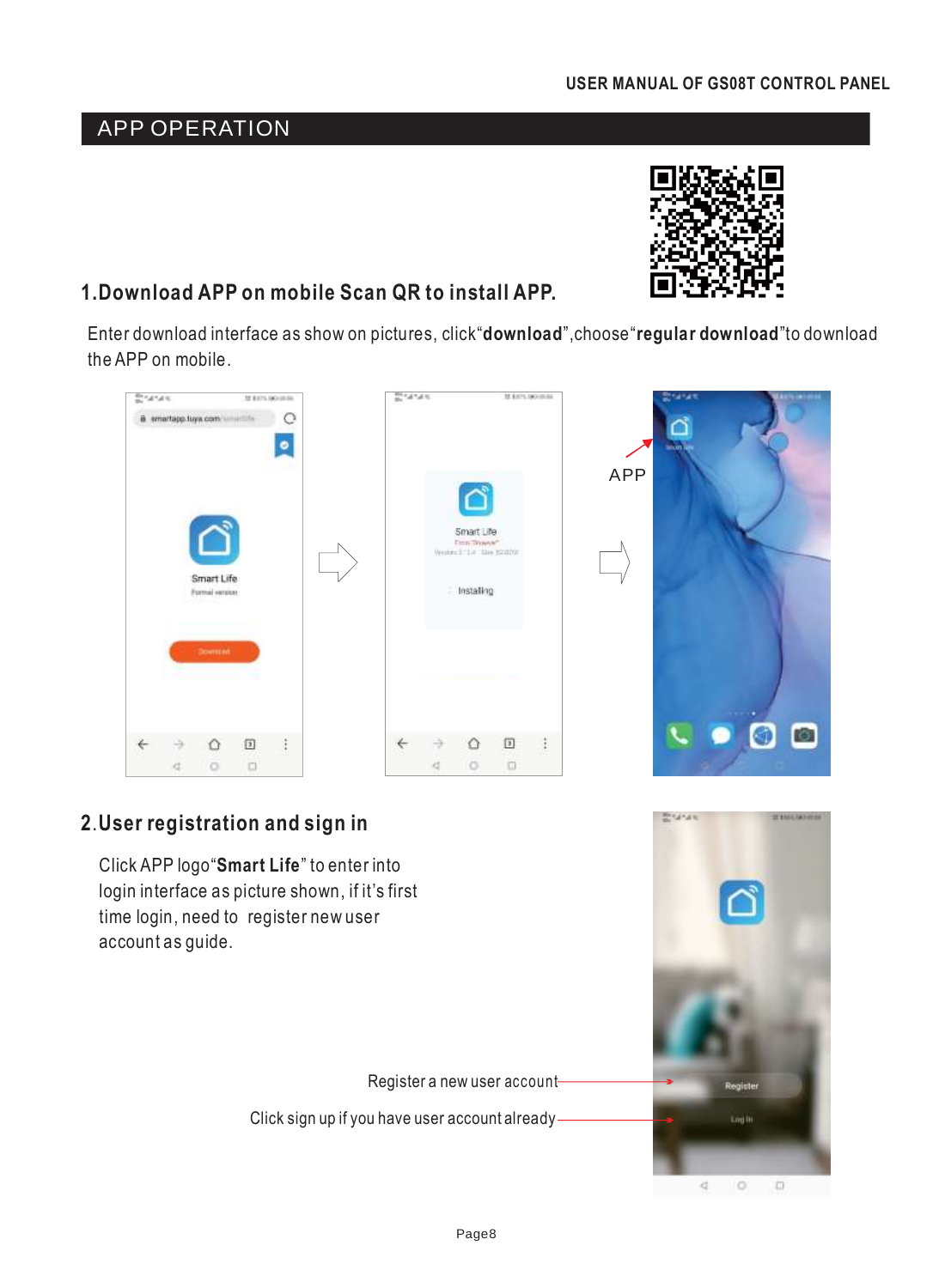## APP OPERATION

### 1.Download APP on mobile Scan QR to install APP.

Enter download interface as show on pictures, click“**download**”,choose“**regular download**”to download the APP on mobile.

APP

### 2.User registration and sign in

Click APP logo“**Smart Life**” to enter into login interface as picture shown, if it’s first time login, need to register new user account as guide.

Register a new user account

Click sign up if you have user account already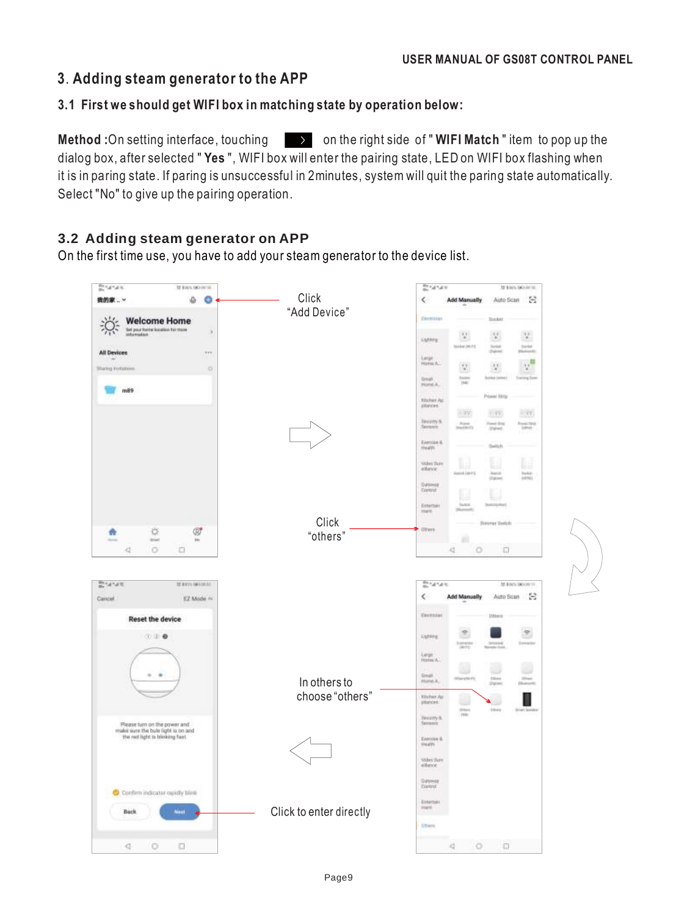## 3. Adding steam generator to the APP

### 3.1 First we should get WIFI box in matching state by operation below:

**Method :**On setting interface, touching  >  on the right side of "**WIFI Match**" item to pop up the dialog box, after selected "**Yes**", WIFI box will enter the pairing state, LED on WIFI box flashing when it is in paring state. If paring is unsuccessful in 2minutes, system will quit the paring state automatically. Select "No" to give up the pairing operation.

### 3.2 Adding steam generator on APP

On the first time use, you have to add your steam generator to the device list.

Click "Add Device"

Click "others"

In others to choose "others"

Click to enter directly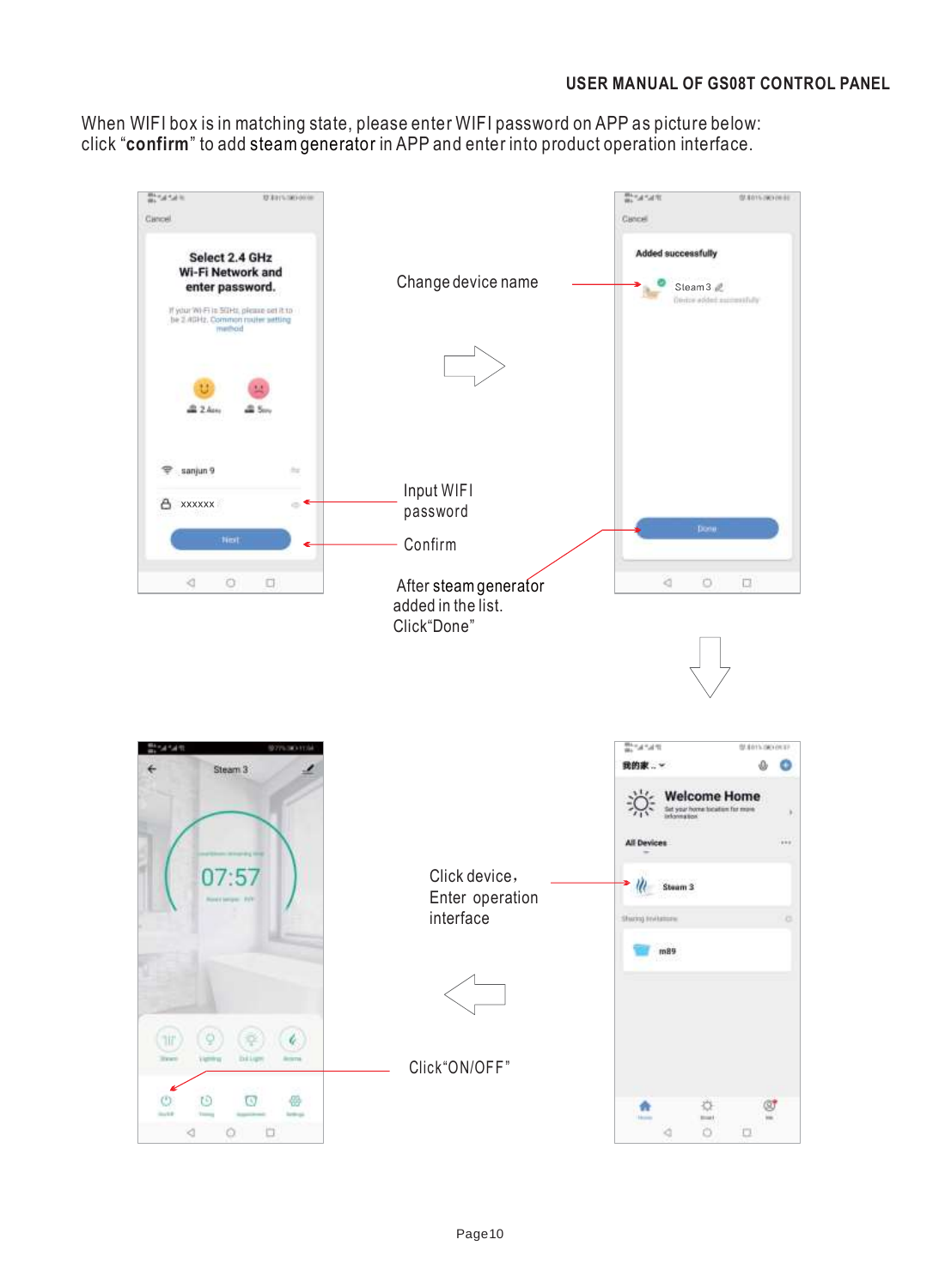When WIFI box is in matching state, please enter WIFI password on APP as picture below: click “**confirm**” to add steam generator in APP and enter into product operation interface.

Change device name

Input WIFI password

Confirm

After steam generator added in the list. Click“Done”

Click device, Enter operation interface

Click“ON/OFF”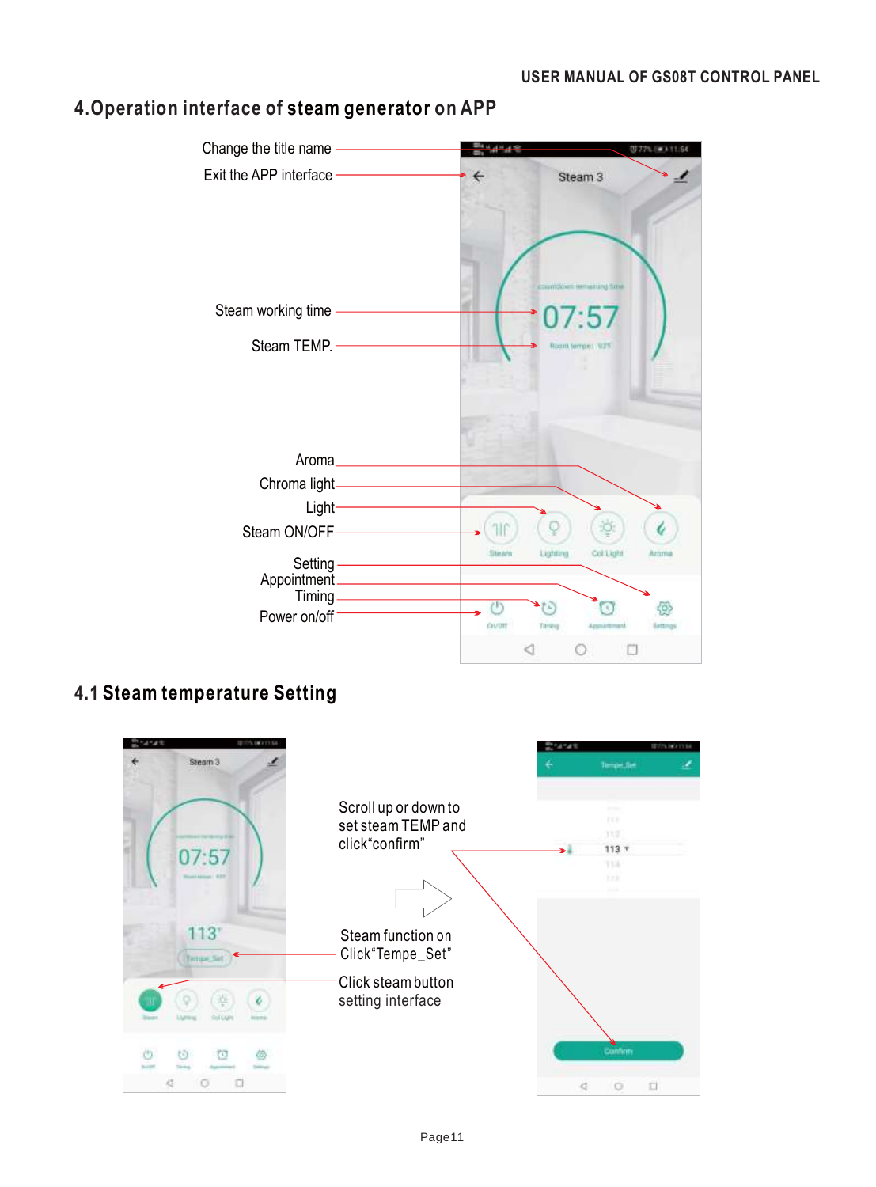## 4. Operation interface of steam generator on APP

Change the title name

Exit the APP interface

Steam working time

Steam TEMP.

Aroma

Chroma light

Light

Steam ON/OFF

Setting

Appointment

Timing

Power on/off

## 4.1 Steam temperature Setting

Scroll up or down to set steam TEMP and click“confirm”

Steam function on Click“Tempe_Set”

Click steam button setting interface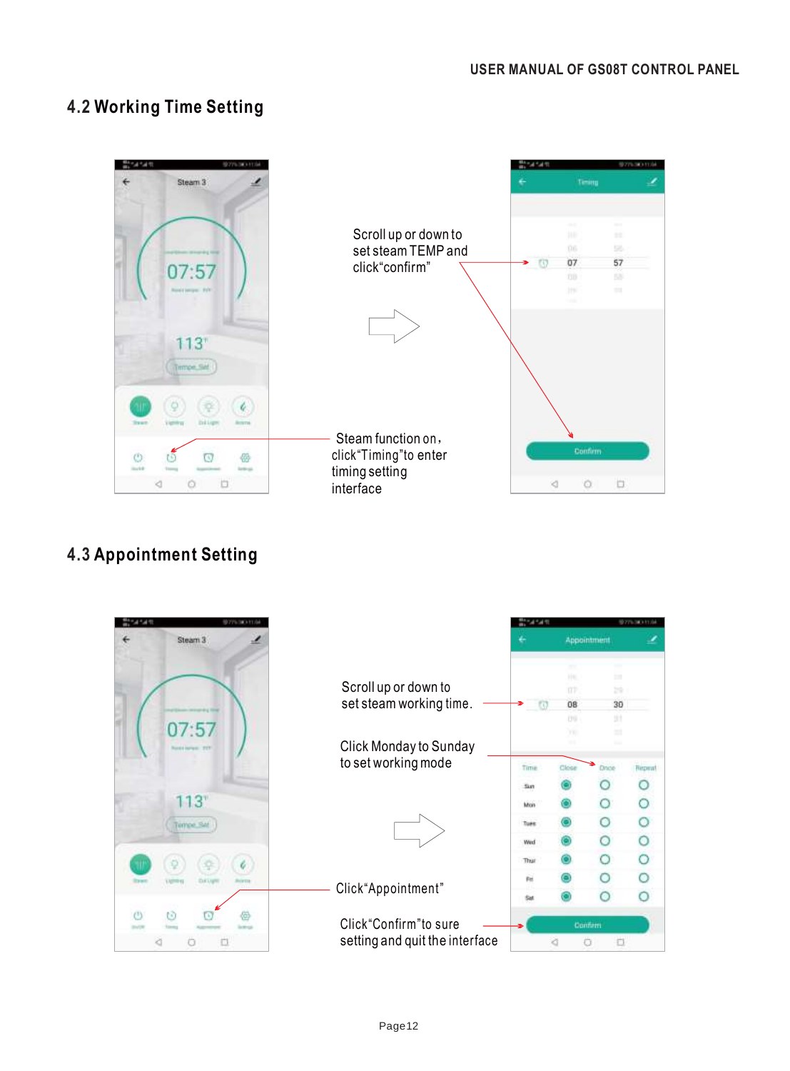## 4.2 Working Time Setting

Scroll up or down to set steam TEMP and click“confirm”

Steam function on，click“Timing”to enter timing setting interface

## 4.3 Appointment Setting

Scroll up or down to set steam working time.

Click Monday to Sunday to set working mode

Click“Appointment”

Click“Confirm”to sure setting and quit the interface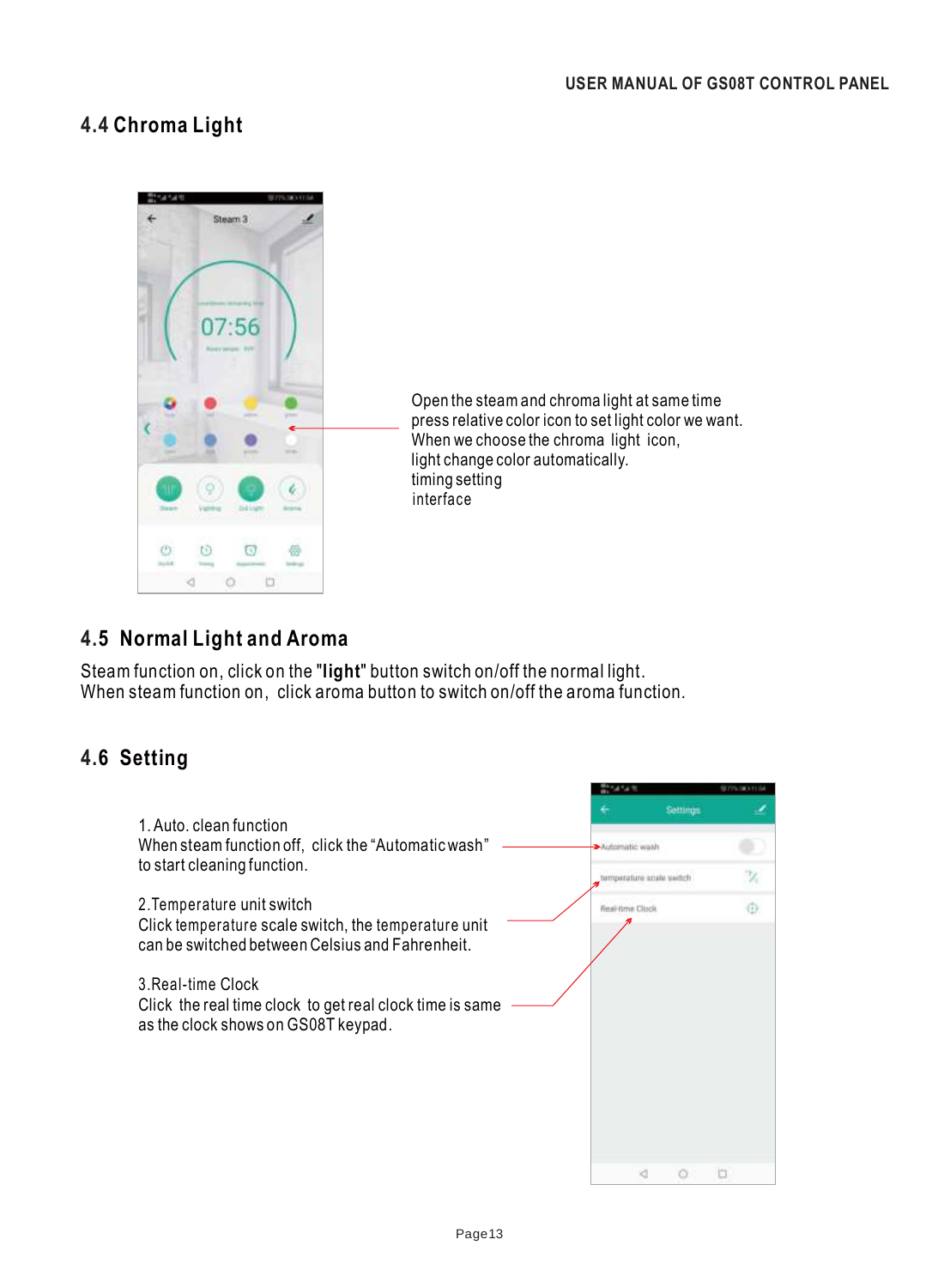## 4.4 Chroma Light

Open the steam and chroma light at same time press relative color icon to set light color we want. When we choose the chroma light icon, light change color automatically. timing setting interface

## 4.5 Normal Light and Aroma

Steam function on, click on the "**light**" button switch on/off the normal light.
When steam function on, click aroma button to switch on/off the aroma function.

## 4.6 Setting

1. Auto. clean function
When steam function off, click the "Automatic wash" to start cleaning function.

2. Temperature unit switch
Click temperature scale switch, the temperature unit can be switched between Celsius and Fahrenheit.

3. Real-time Clock
Click the real time clock to get real clock time is same as the clock shows on GS08T keypad.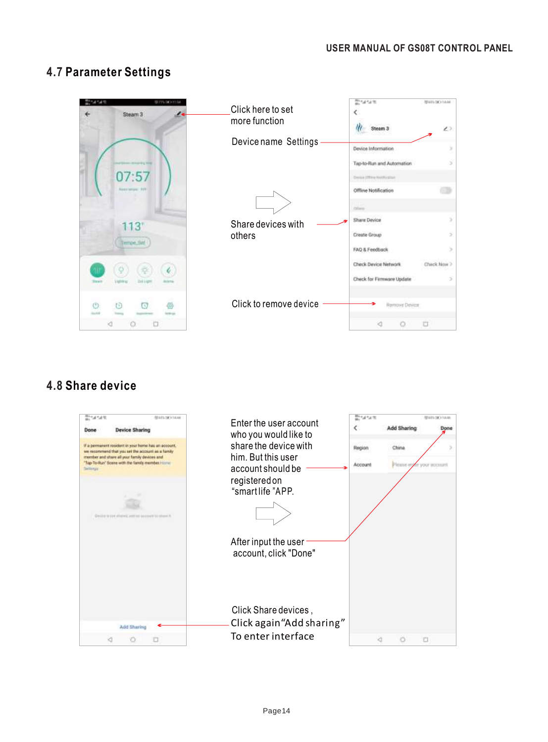## 4.7 Parameter Settings

Click here to set more function

Device name Settings

Share devices with others

Click to remove device

## 4.8 Share device

Enter the user account who you would like to share the device with him. But this user account should be registered on “smart life ”APP.

After input the user account, click "Done"

Click Share devices , Click again“Add sharing” To enter interface